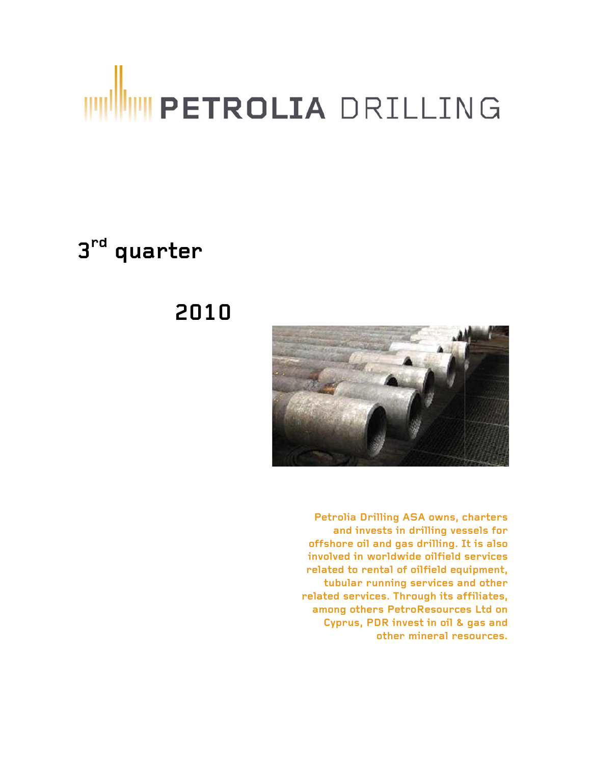# PETROLIA DRILLING

## 3rd quarter

## 2010

Petrolia Drilling ASA owns, charters and invests in drilling vessels for offshore oil and gas drilling. It is also involved in worldwide oilfield services related to rental of oilfield equipment, tubular running services and other related services. Through its affiliates, among others PetroResources Ltd on Cyprus, PDR invest in oil & gas and other mineral resources.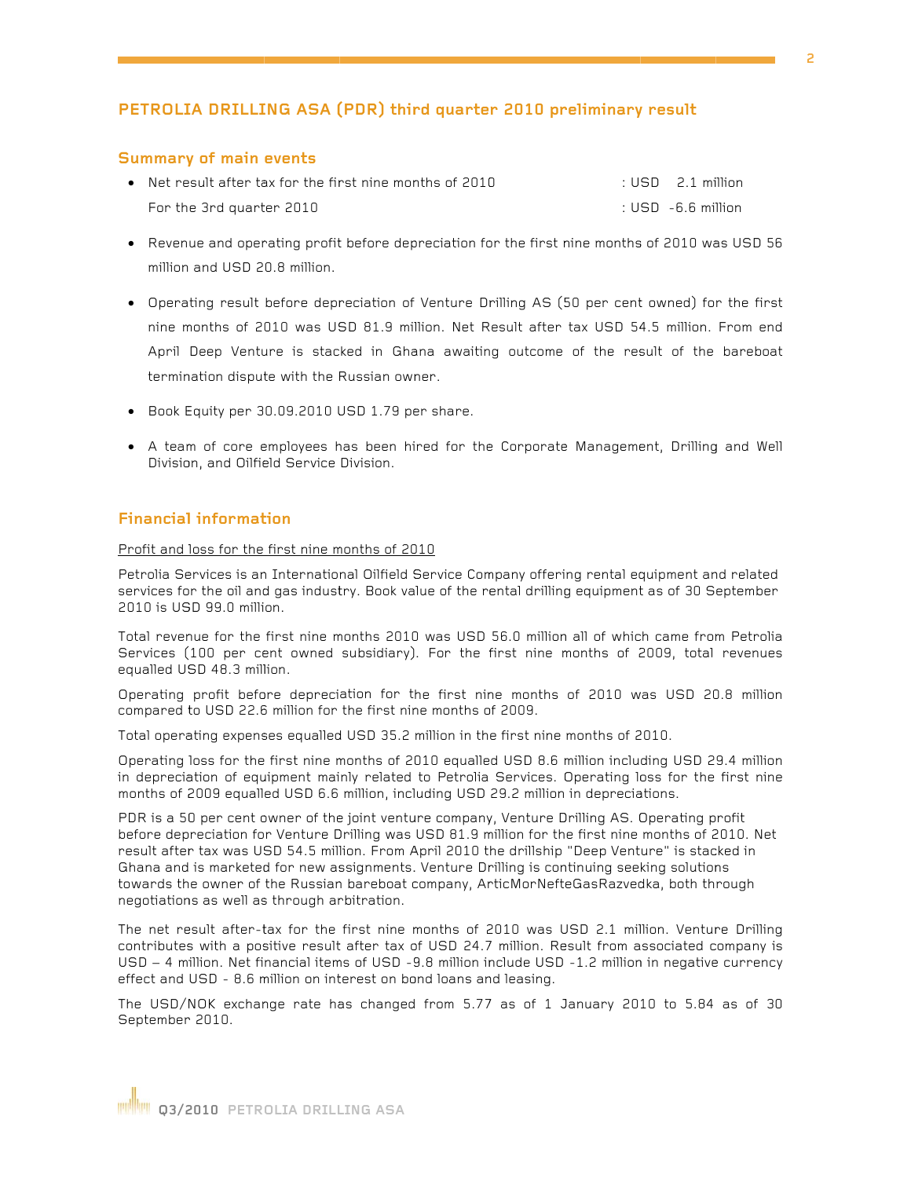## PETROLIA DRILLING ASA (PDR) third quarter 2010 preliminary result

### Summary of main events

- Net result after tax for the first nine months of 2010 : USD 2.1 million
  For the 3rd quarter 2010 : USD -6.6 million
- Revenue and operating profit before depreciation for the first nine months of 2010 was USD 56 million and USD 20.8 million.
- Operating result before depreciation of Venture Drilling AS (50 per cent owned) for the first nine months of 2010 was USD 81.9 million. Net Result after tax USD 54.5 million. From end April Deep Venture is stacked in Ghana awaiting outcome of the result of the bareboat termination dispute with the Russian owner.
- Book Equity per 30.09.2010 USD 1.79 per share.
- A team of core employees has been hired for the Corporate Management, Drilling and Well Division, and Oilfield Service Division.

### Financial information

Profit and loss for the first nine months of 2010

Petrolia Services is an International Oilfield Service Company offering rental equipment and related services for the oil and gas industry. Book value of the rental drilling equipment as of 30 September 2010 is USD 99.0 million.

Total revenue for the first nine months 2010 was USD 56.0 million all of which came from Petrolia Services (100 per cent owned subsidiary). For the first nine months of 2009, total revenues equalled USD 48.3 million.

Operating profit before depreciation for the first nine months of 2010 was USD 20.8 million compared to USD 22.6 million for the first nine months of 2009.

Total operating expenses equalled USD 35.2 million in the first nine months of 2010.

Operating loss for the first nine months of 2010 equalled USD 8.6 million including USD 29.4 million in depreciation of equipment mainly related to Petrolia Services. Operating loss for the first nine months of 2009 equalled USD 6.6 million, including USD 29.2 million in depreciations.

PDR is a 50 per cent owner of the joint venture company, Venture Drilling AS. Operating profit before depreciation for Venture Drilling was USD 81.9 million for the first nine months of 2010. Net result after tax was USD 54.5 million. From April 2010 the drillship "Deep Venture" is stacked in Ghana and is marketed for new assignments. Venture Drilling is continuing seeking solutions towards the owner of the Russian bareboat company, ArticMorNefteGasRazvedka, both through negotiations as well as through arbitration.

The net result after-tax for the first nine months of 2010 was USD 2.1 million. Venture Drilling contributes with a positive result after tax of USD 24.7 million. Result from associated company is USD – 4 million. Net financial items of USD -9.8 million include USD -1.2 million in negative currency effect and USD - 8.6 million on interest on bond loans and leasing.

The USD/NOK exchange rate has changed from 5.77 as of 1 January 2010 to 5.84 as of 30 September 2010.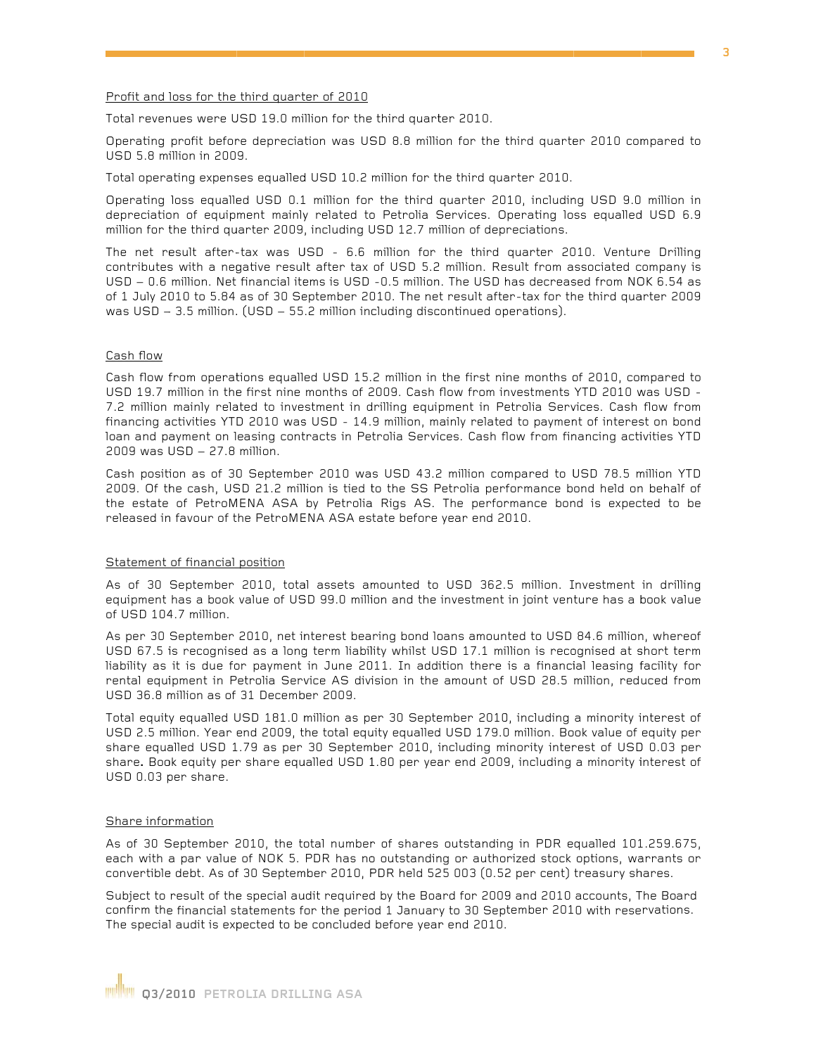## Profit and loss for the third quarter of 2010

Total revenues were USD 19.0 million for the third quarter 2010.

Operating profit before depreciation was USD 8.8 million for the third quarter 2010 compared to USD 5.8 million in 2009.

Total operating expenses equalled USD 10.2 million for the third quarter 2010.

Operating loss equalled USD 0.1 million for the third quarter 2010, including USD 9.0 million in depreciation of equipment mainly related to Petrolia Services. Operating loss equalled USD 6.9 million for the third quarter 2009, including USD 12.7 million of depreciations.

The net result after-tax was USD - 6.6 million for the third quarter 2010. Venture Drilling contributes with a negative result after tax of USD 5.2 million. Result from associated company is USD – 0.6 million. Net financial items is USD -0.5 million. The USD has decreased from NOK 6.54 as of 1 July 2010 to 5.84 as of 30 September 2010. The net result after-tax for the third quarter 2009 was USD – 3.5 million. (USD – 55.2 million including discontinued operations).

## Cash flow

Cash flow from operations equalled USD 15.2 million in the first nine months of 2010, compared to USD 19.7 million in the first nine months of 2009. Cash flow from investments YTD 2010 was USD - 7.2 million mainly related to investment in drilling equipment in Petrolia Services. Cash flow from financing activities YTD 2010 was USD - 14.9 million, mainly related to payment of interest on bond loan and payment on leasing contracts in Petrolia Services. Cash flow from financing activities YTD 2009 was USD – 27.8 million.

Cash position as of 30 September 2010 was USD 43.2 million compared to USD 78.5 million YTD 2009. Of the cash, USD 21.2 million is tied to the SS Petrolia performance bond held on behalf of the estate of PetroMENA ASA by Petrolia Rigs AS. The performance bond is expected to be released in favour of the PetroMENA ASA estate before year end 2010.

## Statement of financial position

As of 30 September 2010, total assets amounted to USD 362.5 million. Investment in drilling equipment has a book value of USD 99.0 million and the investment in joint venture has a book value of USD 104.7 million.

As per 30 September 2010, net interest bearing bond loans amounted to USD 84.6 million, whereof USD 67.5 is recognised as a long term liability whilst USD 17.1 million is recognised at short term liability as it is due for payment in June 2011. In addition there is a financial leasing facility for rental equipment in Petrolia Service AS division in the amount of USD 28.5 million, reduced from USD 36.8 million as of 31 December 2009.

Total equity equalled USD 181.0 million as per 30 September 2010, including a minority interest of USD 2.5 million. Year end 2009, the total equity equalled USD 179.0 million. Book value of equity per share equalled USD 1.79 as per 30 September 2010, including minority interest of USD 0.03 per share**.** Book equity per share equalled USD 1.80 per year end 2009, including a minority interest of USD 0.03 per share.

## Share information

As of 30 September 2010, the total number of shares outstanding in PDR equalled 101.259.675, each with a par value of NOK 5. PDR has no outstanding or authorized stock options, warrants or convertible debt. As of 30 September 2010, PDR held 525 003 (0.52 per cent) treasury shares.

Subject to result of the special audit required by the Board for 2009 and 2010 accounts, The Board confirm the financial statements for the period 1 January to 30 September 2010 with reservations. The special audit is expected to be concluded before year end 2010.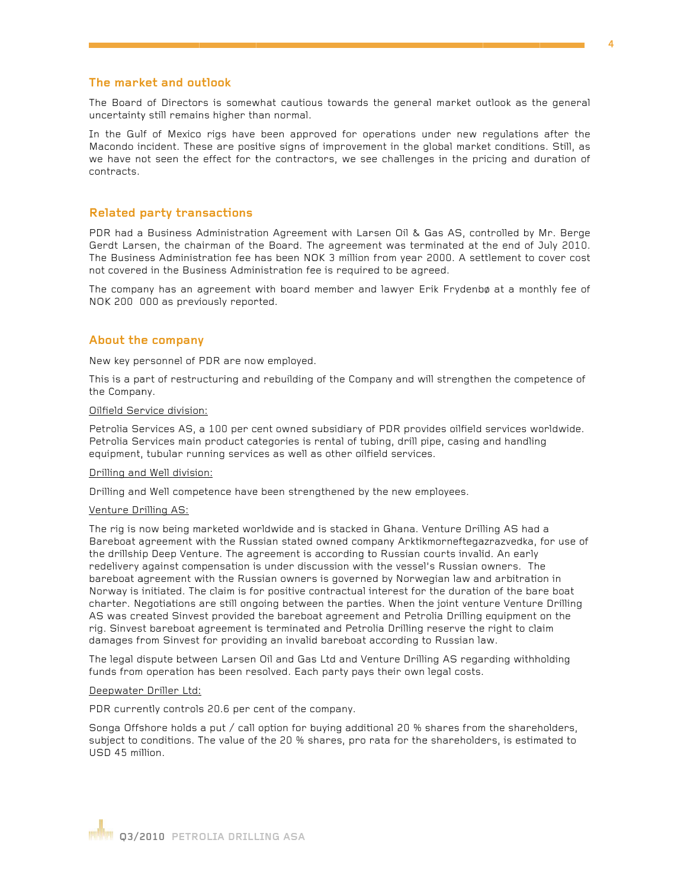## The market and outlook

The Board of Directors is somewhat cautious towards the general market outlook as the general uncertainty still remains higher than normal.

In the Gulf of Mexico rigs have been approved for operations under new regulations after the Macondo incident. These are positive signs of improvement in the global market conditions. Still, as we have not seen the effect for the contractors, we see challenges in the pricing and duration of contracts.

## Related party transactions

PDR had a Business Administration Agreement with Larsen Oil & Gas AS, controlled by Mr. Berge Gerdt Larsen, the chairman of the Board. The agreement was terminated at the end of July 2010. The Business Administration fee has been NOK 3 million from year 2000. A settlement to cover cost not covered in the Business Administration fee is required to be agreed.

The company has an agreement with board member and lawyer Erik Frydenbø at a monthly fee of NOK 200 000 as previously reported.

## About the company

New key personnel of PDR are now employed.

This is a part of restructuring and rebuilding of the Company and will strengthen the competence of the Company.

Oilfield Service division:

Petrolia Services AS, a 100 per cent owned subsidiary of PDR provides oilfield services worldwide. Petrolia Services main product categories is rental of tubing, drill pipe, casing and handling equipment, tubular running services as well as other oilfield services.

Drilling and Well division:

Drilling and Well competence have been strengthened by the new employees.

Venture Drilling AS:

The rig is now being marketed worldwide and is stacked in Ghana. Venture Drilling AS had a Bareboat agreement with the Russian stated owned company Arktikmorneftegazrazvedka, for use of the drillship Deep Venture. The agreement is according to Russian courts invalid. An early redelivery against compensation is under discussion with the vessel's Russian owners. The bareboat agreement with the Russian owners is governed by Norwegian law and arbitration in Norway is initiated. The claim is for positive contractual interest for the duration of the bare boat charter. Negotiations are still ongoing between the parties. When the joint venture Venture Drilling AS was created Sinvest provided the bareboat agreement and Petrolia Drilling equipment on the rig. Sinvest bareboat agreement is terminated and Petrolia Drilling reserve the right to claim damages from Sinvest for providing an invalid bareboat according to Russian law.

The legal dispute between Larsen Oil and Gas Ltd and Venture Drilling AS regarding withholding funds from operation has been resolved. Each party pays their own legal costs.

Deepwater Driller Ltd:

PDR currently controls 20.6 per cent of the company.

Songa Offshore holds a put / call option for buying additional 20 % shares from the shareholders, subject to conditions. The value of the 20 % shares, pro rata for the shareholders, is estimated to USD 45 million.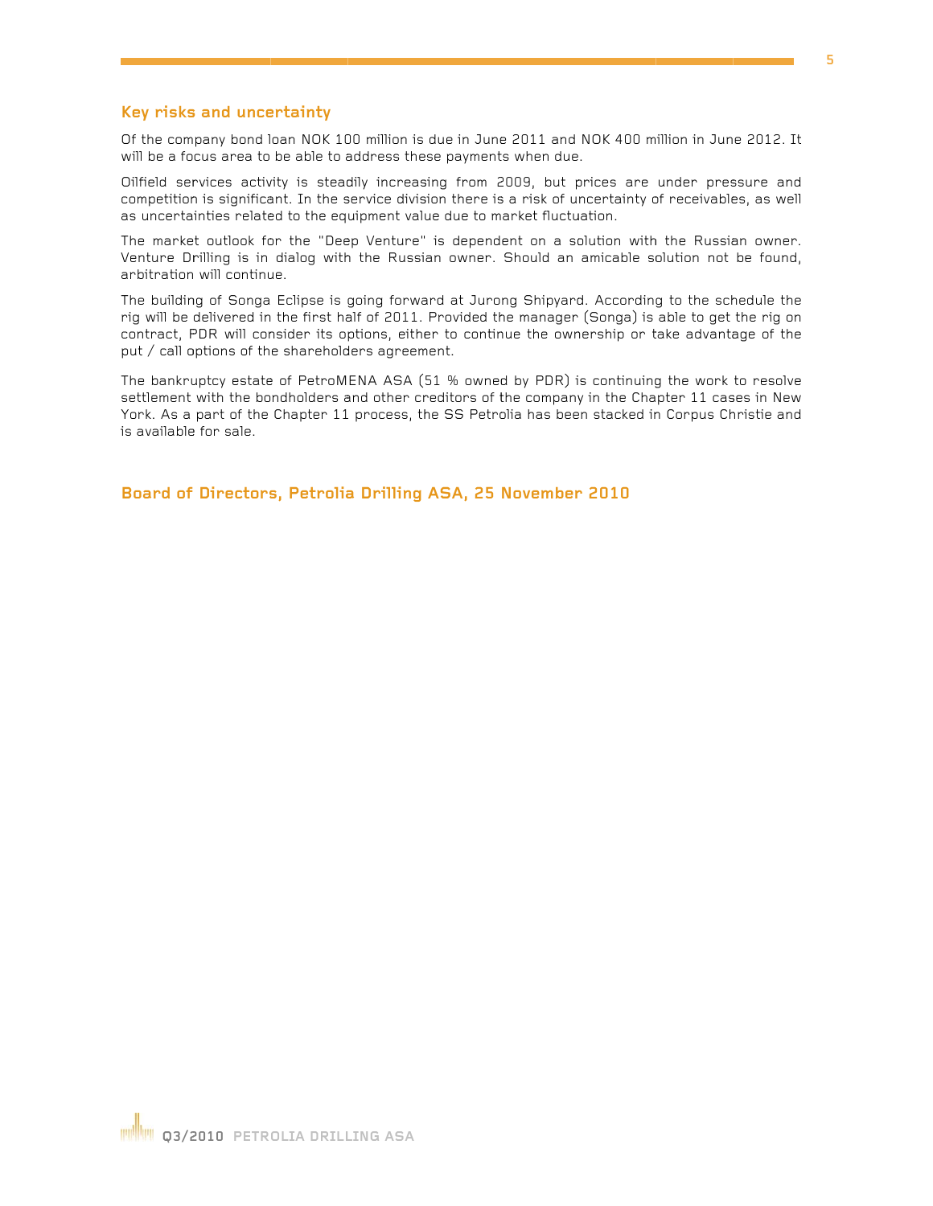## Key risks and uncertainty

Of the company bond loan NOK 100 million is due in June 2011 and NOK 400 million in June 2012. It will be a focus area to be able to address these payments when due.

Oilfield services activity is steadily increasing from 2009, but prices are under pressure and competition is significant. In the service division there is a risk of uncertainty of receivables, as well as uncertainties related to the equipment value due to market fluctuation.

The market outlook for the "Deep Venture" is dependent on a solution with the Russian owner. Venture Drilling is in dialog with the Russian owner. Should an amicable solution not be found, arbitration will continue.

The building of Songa Eclipse is going forward at Jurong Shipyard. According to the schedule the rig will be delivered in the first half of 2011. Provided the manager (Songa) is able to get the rig on contract, PDR will consider its options, either to continue the ownership or take advantage of the put / call options of the shareholders agreement.

The bankruptcy estate of PetroMENA ASA (51 % owned by PDR) is continuing the work to resolve settlement with the bondholders and other creditors of the company in the Chapter 11 cases in New York. As a part of the Chapter 11 process, the SS Petrolia has been stacked in Corpus Christie and is available for sale.

## Board of Directors, Petrolia Drilling ASA, 25 November 2010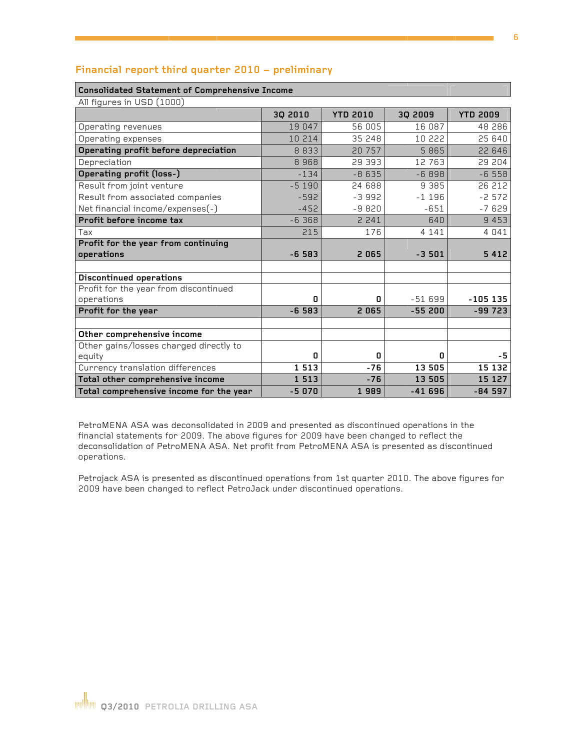## Financial report third quarter 2010 – preliminary

| Consolidated Statement of Comprehensive Income | | | | |
|---|---|---|---|---|
| All figures in USD (1000) | | | | |
| | 3Q 2010 | YTD 2010 | 3Q 2009 | YTD 2009 |
| Operating revenues | 19 047 | 56 005 | 16 087 | 48 286 |
| Operating expenses | 10 214 | 35 248 | 10 222 | 25 640 |
| **Operating profit before depreciation** | 8 833 | 20 757 | 5 865 | 22 646 |
| Depreciation | 8 968 | 29 393 | 12 763 | 29 204 |
| **Operating profit (loss-)** | -134 | -8 635 | -6 898 | -6 558 |
| Result from joint venture | -5 190 | 24 688 | 9 385 | 26 212 |
| Result from associated companies | -592 | -3 992 | -1 196 | -2 572 |
| Net financial income/expenses(-) | -452 | -9 820 | -651 | -7 629 |
| **Profit before income tax** | -6 368 | 2 241 | 640 | 9 453 |
| Tax | 215 | 176 | 4 141 | 4 041 |
| **Profit for the year from continuing operations** | **-6 583** | **2 065** | **-3 501** | **5 412** |
| | | | | |
| **Discontinued operations** | | | | |
| Profit for the year from discontinued operations | **0** | **0** | -51 699 | **-105 135** |
| **Profit for the year** | **-6 583** | **2 065** | **-55 200** | **-99 723** |
| | | | | |
| **Other comprehensive income** | | | | |
| Other gains/losses charged directly to equity | **0** | **0** | **0** | **-5** |
| Currency translation differences | **1 513** | **-76** | **13 505** | **15 132** |
| **Total other comprehensive income** | **1 513** | **-76** | **13 505** | **15 127** |
| **Total comprehensive income for the year** | **-5 070** | **1 989** | **-41 696** | **-84 597** |

PetroMENA ASA was deconsolidated in 2009 and presented as discontinued operations in the financial statements for 2009. The above figures for 2009 have been changed to reflect the deconsolidation of PetroMENA ASA. Net profit from PetroMENA ASA is presented as discontinued operations.

Petrojack ASA is presented as discontinued operations from 1st quarter 2010. The above figures for 2009 have been changed to reflect PetroJack under discontinued operations.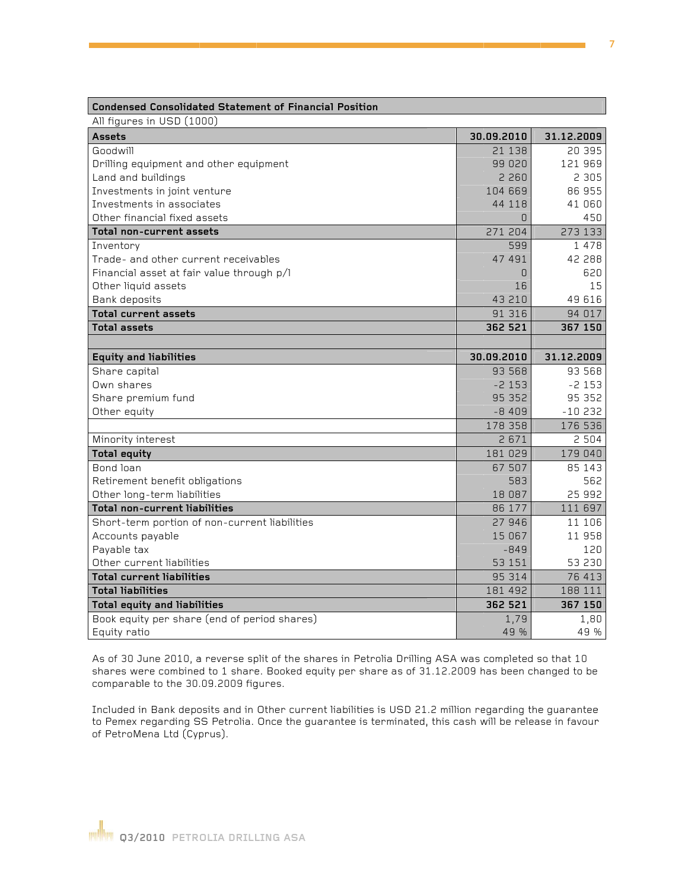## Condensed Consolidated Statement of Financial Position

All figures in USD (1000)

| Assets | 30.09.2010 | 31.12.2009 |
|---|---|---|
| Goodwill | 21 138 | 20 395 |
| Drilling equipment and other equipment | 99 020 | 121 969 |
| Land and buildings | 2 260 | 2 305 |
| Investments in joint venture | 104 669 | 86 955 |
| Investments in associates | 44 118 | 41 060 |
| Other financial fixed assets | 0 | 450 |
| **Total non-current assets** | 271 204 | 273 133 |
| Inventory | 599 | 1 478 |
| Trade- and other current receivables | 47 491 | 42 288 |
| Financial asset at fair value through p/l | 0 | 620 |
| Other liquid assets | 16 | 15 |
| Bank deposits | 43 210 | 49 616 |
| **Total current assets** | 91 316 | 94 017 |
| **Total assets** | **362 521** | **367 150** |

| Equity and liabilities | 30.09.2010 | 31.12.2009 |
|---|---|---|
| Share capital | 93 568 | 93 568 |
| Own shares | -2 153 | -2 153 |
| Share premium fund | 95 352 | 95 352 |
| Other equity | -8 409 | -10 232 |
| | 178 358 | 176 536 |
| Minority interest | 2 671 | 2 504 |
| **Total equity** | 181 029 | 179 040 |
| Bond loan | 67 507 | 85 143 |
| Retirement benefit obligations | 583 | 562 |
| Other long-term liabilities | 18 087 | 25 992 |
| **Total non-current liabilities** | 86 177 | 111 697 |
| Short-term portion of non-current liabilities | 27 946 | 11 106 |
| Accounts payable | 15 067 | 11 958 |
| Payable tax | -849 | 120 |
| Other current liabilities | 53 151 | 53 230 |
| **Total current liabilities** | 95 314 | 76 413 |
| **Total liabilities** | 181 492 | 188 111 |
| **Total equity and liabilities** | **362 521** | **367 150** |
| Book equity per share (end of period shares) | 1,79 | 1,80 |
| Equity ratio | 49 % | 49 % |

As of 30 June 2010, a reverse split of the shares in Petrolia Drilling ASA was completed so that 10 shares were combined to 1 share. Booked equity per share as of 31.12.2009 has been changed to be comparable to the 30.09.2009 figures.

Included in Bank deposits and in Other current liabilities is USD 21.2 million regarding the guarantee to Pemex regarding SS Petrolia. Once the guarantee is terminated, this cash will be release in favour of PetroMena Ltd (Cyprus).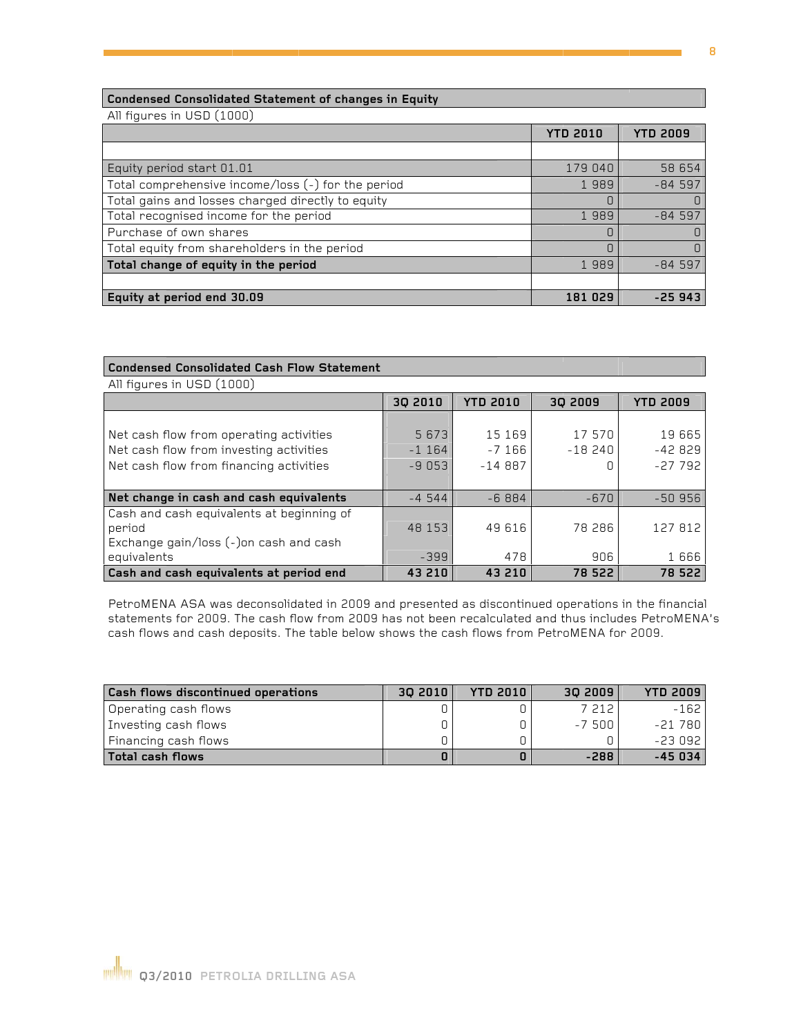| Condensed Consolidated Statement of changes in Equity | | |
|---|---|---|
| All figures in USD (1000) | | |
| | **YTD 2010** | **YTD 2009** |
| | | |
| Equity period start 01.01 | 179 040 | 58 654 |
| Total comprehensive income/loss (-) for the period | 1 989 | -84 597 |
| Total gains and losses charged directly to equity | 0 | 0 |
| Total recognised income for the period | 1 989 | -84 597 |
| Purchase of own shares | 0 | 0 |
| Total equity from shareholders in the period | 0 | 0 |
| **Total change of equity in the period** | 1 989 | -84 597 |
| | | |
| **Equity at period end 30.09** | **181 029** | **-25 943** |

| Condensed Consolidated Cash Flow Statement | | | | |
|---|---|---|---|---|
| All figures in USD (1000) | | | | |
| | **3Q 2010** | **YTD 2010** | **3Q 2009** | **YTD 2009** |
| Net cash flow from operating activities | 5 673 | 15 169 | 17 570 | 19 665 |
| Net cash flow from investing activities | -1 164 | -7 166 | -18 240 | -42 829 |
| Net cash flow from financing activities | -9 053 | -14 887 | 0 | -27 792 |
| **Net change in cash and cash equivalents** | -4 544 | -6 884 | -670 | -50 956 |
| Cash and cash equivalents at beginning of period | 48 153 | 49 616 | 78 286 | 127 812 |
| Exchange gain/loss (-)on cash and cash equivalents | -399 | 478 | 906 | 1 666 |
| **Cash and cash equivalents at period end** | **43 210** | **43 210** | **78 522** | **78 522** |

PetroMENA ASA was deconsolidated in 2009 and presented as discontinued operations in the financial statements for 2009. The cash flow from 2009 has not been recalculated and thus includes PetroMENA's cash flows and cash deposits. The table below shows the cash flows from PetroMENA for 2009.

| Cash flows discontinued operations | 3Q 2010 | YTD 2010 | 3Q 2009 | YTD 2009 |
|---|---|---|---|---|
| Operating cash flows | 0 | 0 | 7 212 | -162 |
| Investing cash flows | 0 | 0 | -7 500 | -21 780 |
| Financing cash flows | 0 | 0 | 0 | -23 092 |
| **Total cash flows** | **0** | **0** | **-288** | **-45 034** |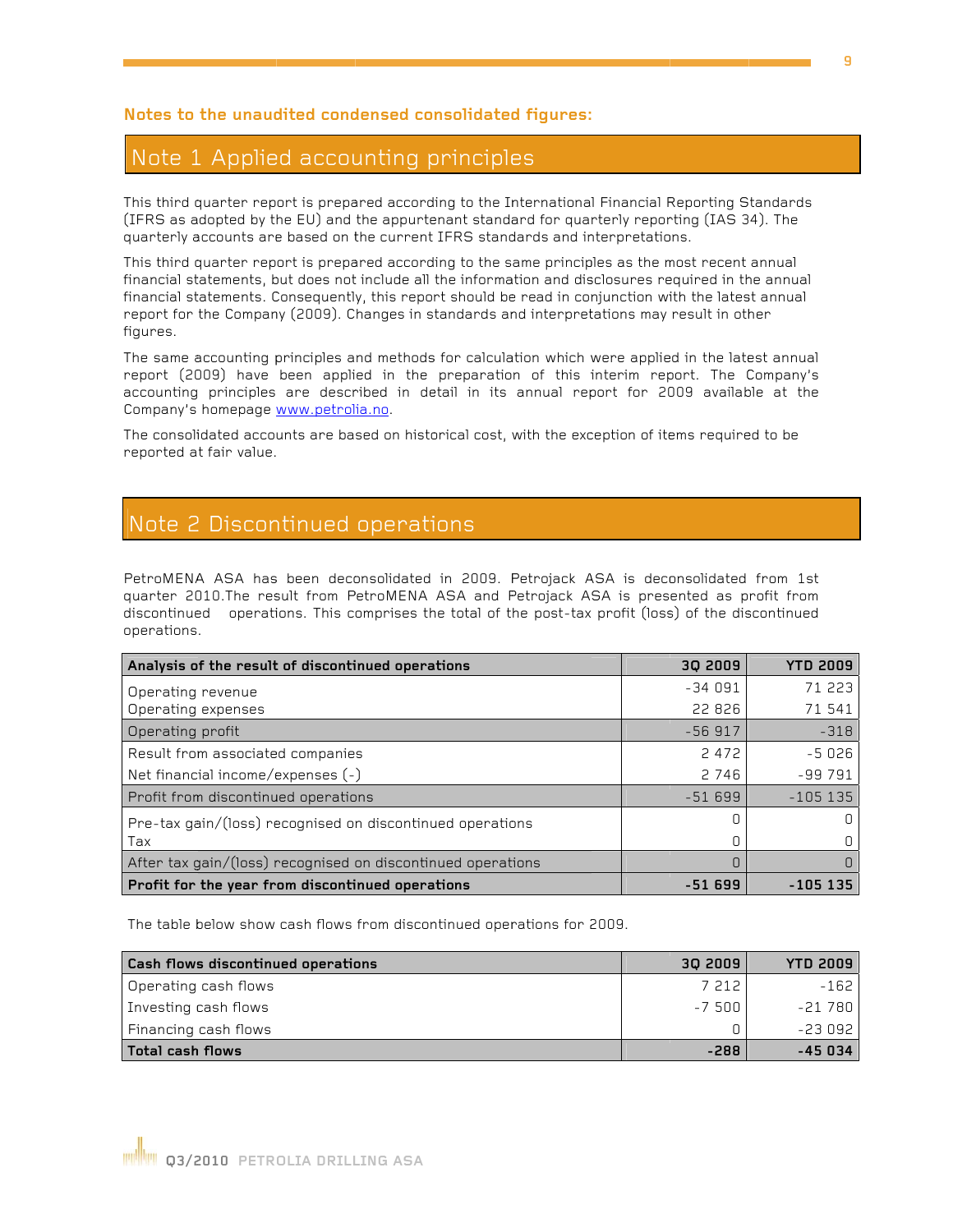**Notes to the unaudited condensed consolidated figures:**

## Note 1 Applied accounting principles

This third quarter report is prepared according to the International Financial Reporting Standards (IFRS as adopted by the EU) and the appurtenant standard for quarterly reporting (IAS 34). The quarterly accounts are based on the current IFRS standards and interpretations.

This third quarter report is prepared according to the same principles as the most recent annual financial statements, but does not include all the information and disclosures required in the annual financial statements. Consequently, this report should be read in conjunction with the latest annual report for the Company (2009). Changes in standards and interpretations may result in other figures.

The same accounting principles and methods for calculation which were applied in the latest annual report (2009) have been applied in the preparation of this interim report. The Company's accounting principles are described in detail in its annual report for 2009 available at the Company's homepage www.petrolia.no.

The consolidated accounts are based on historical cost, with the exception of items required to be reported at fair value.

## Note 2 Discontinued operations

PetroMENA ASA has been deconsolidated in 2009. Petrojack ASA is deconsolidated from 1st quarter 2010.The result from PetroMENA ASA and Petrojack ASA is presented as profit from discontinued operations. This comprises the total of the post-tax profit (loss) of the discontinued operations.

| **Analysis of the result of discontinued operations** | **3Q 2009** | **YTD 2009** |
|---|---|---|
| Operating revenue | -34 091 | 71 223 |
| Operating expenses | 22 826 | 71 541 |
| Operating profit | -56 917 | -318 |
| Result from associated companies | 2 472 | -5 026 |
| Net financial income/expenses (-) | 2 746 | -99 791 |
| Profit from discontinued operations | -51 699 | -105 135 |
| Pre-tax gain/(loss) recognised on discontinued operations | 0 | 0 |
| Tax | 0 | 0 |
| After tax gain/(loss) recognised on discontinued operations | 0 | 0 |
| **Profit for the year from discontinued operations** | **-51 699** | **-105 135** |

The table below show cash flows from discontinued operations for 2009.

| **Cash flows discontinued operations** | **3Q 2009** | **YTD 2009** |
|---|---|---|
| Operating cash flows | 7 212 | -162 |
| Investing cash flows | -7 500 | -21 780 |
| Financing cash flows | 0 | -23 092 |
| **Total cash flows** | **-288** | **-45 034** |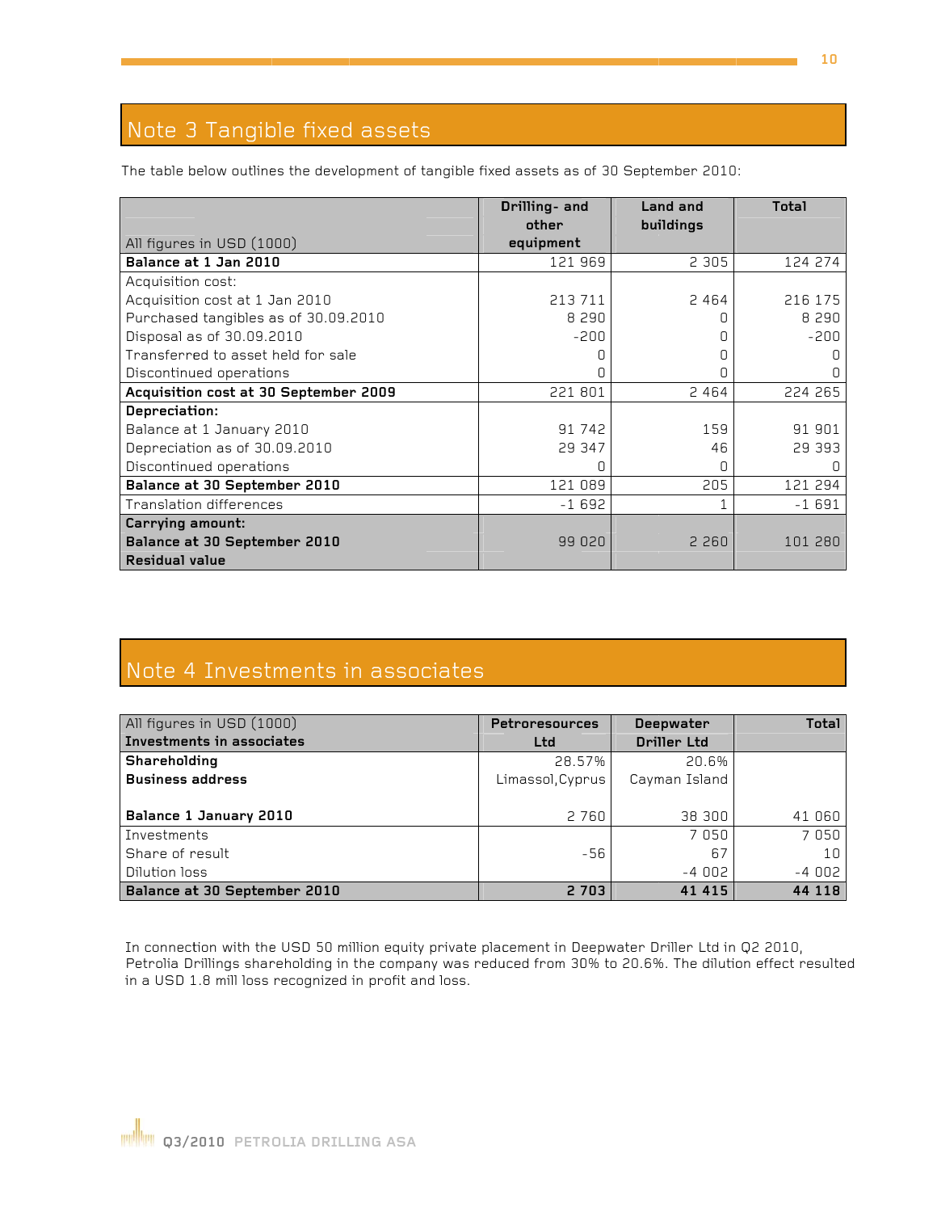## Note 3 Tangible fixed assets

The table below outlines the development of tangible fixed assets as of 30 September 2010:

| All figures in USD (1000) | Drilling- and other equipment | Land and buildings | Total |
|---|---|---|---|
| **Balance at 1 Jan 2010** | 121 969 | 2 305 | 124 274 |
| Acquisition cost: | | | |
| Acquisition cost at 1 Jan 2010 | 213 711 | 2 464 | 216 175 |
| Purchased tangibles as of 30.09.2010 | 8 290 | 0 | 8 290 |
| Disposal as of 30.09.2010 | -200 | 0 | -200 |
| Transferred to asset held for sale | 0 | 0 | 0 |
| Discontinued operations | 0 | 0 | 0 |
| **Acquisition cost at 30 September 2009** | 221 801 | 2 464 | 224 265 |
| **Depreciation:** | | | |
| Balance at 1 January 2010 | 91 742 | 159 | 91 901 |
| Depreciation as of 30.09.2010 | 29 347 | 46 | 29 393 |
| Discontinued operations | 0 | 0 | 0 |
| **Balance at 30 September 2010** | 121 089 | 205 | 121 294 |
| Translation differences | -1 692 | 1 | -1 691 |
| **Carrying amount: Balance at 30 September 2010 Residual value** | 99 020 | 2 260 | 101 280 |

## Note 4 Investments in associates

| All figures in USD (1000) **Investments in associates** | Petroresources Ltd | Deepwater Driller Ltd | Total |
|---|---|---|---|
| **Shareholding** | 28.57% | 20.6% | |
| **Business address** | Limassol,Cyprus | Cayman Island | |
| **Balance 1 January 2010** | 2 760 | 38 300 | 41 060 |
| Investments | | 7 050 | 7 050 |
| Share of result | -56 | 67 | 10 |
| Dilution loss | | -4 002 | -4 002 |
| **Balance at 30 September 2010** | **2 703** | **41 415** | **44 118** |

In connection with the USD 50 million equity private placement in Deepwater Driller Ltd in Q2 2010, Petrolia Drillings shareholding in the company was reduced from 30% to 20.6%. The dilution effect resulted in a USD 1.8 mill loss recognized in profit and loss.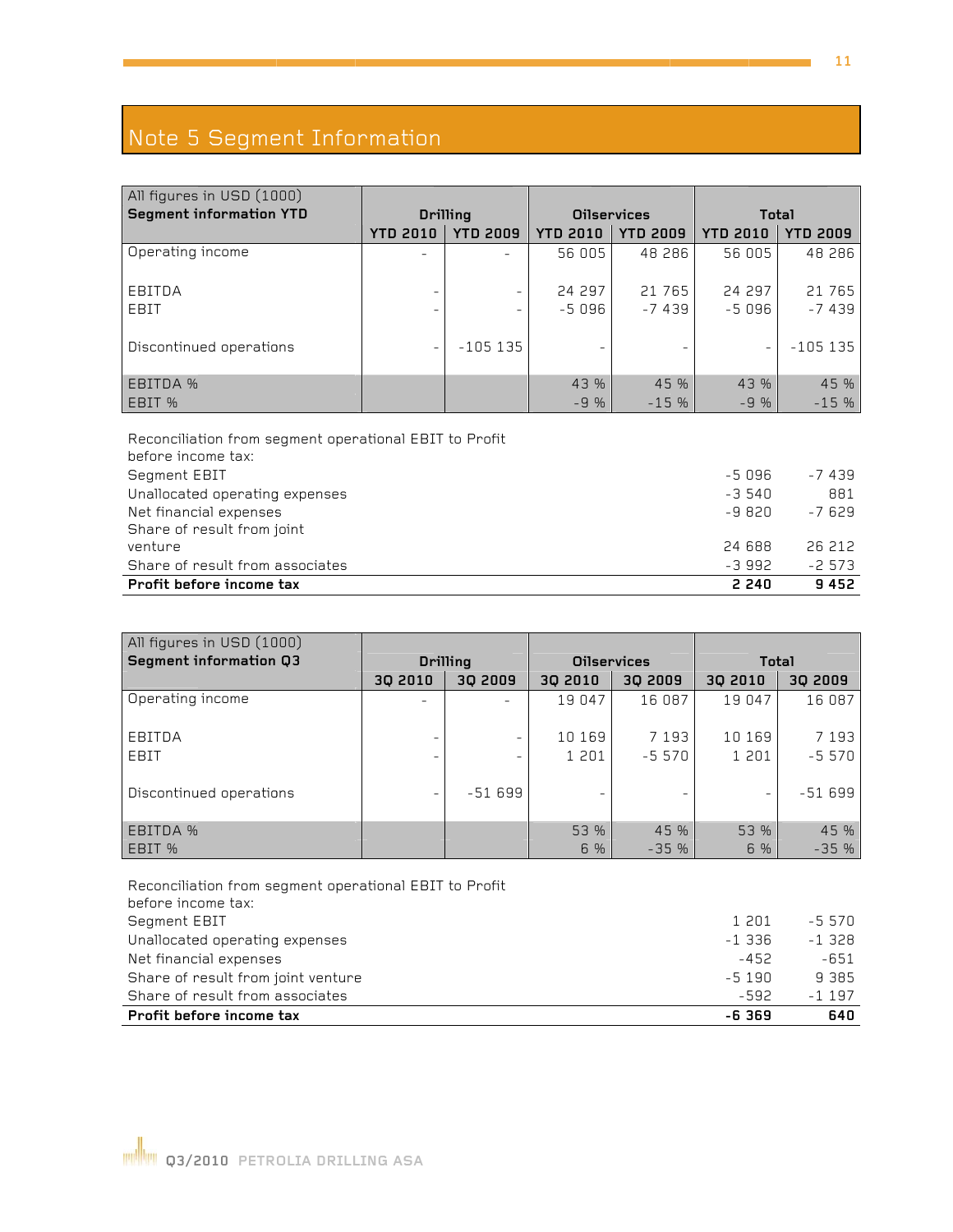# Note 5 Segment Information

| All figures in USD (1000)<br>**Segment information YTD** | **Drilling** | | **Oilservices** | | **Total** | |
|---|---|---|---|---|---|---|
| | **YTD 2010** | **YTD 2009** | **YTD 2010** | **YTD 2009** | **YTD 2010** | **YTD 2009** |
| Operating income | - | - | 56 005 | 48 286 | 56 005 | 48 286 |
| EBITDA | - | - | 24 297 | 21 765 | 24 297 | 21 765 |
| EBIT | - | - | -5 096 | -7 439 | -5 096 | -7 439 |
| Discontinued operations | - | -105 135 | - | - | - | -105 135 |
| EBITDA % | | | 43 % | 45 % | 43 % | 45 % |
| EBIT % | | | -9 % | -15 % | -9 % | -15 % |

| Reconciliation from segment operational EBIT to Profit before income tax: | | |
|---|---|---|
| Segment EBIT | -5 096 | -7 439 |
| Unallocated operating expenses | -3 540 | 881 |
| Net financial expenses | -9 820 | -7 629 |
| Share of result from joint venture | 24 688 | 26 212 |
| Share of result from associates | -3 992 | -2 573 |
| **Profit before income tax** | **2 240** | **9 452** |

| All figures in USD (1000)<br>**Segment information Q3** | **Drilling** | | **Oilservices** | | **Total** | |
|---|---|---|---|---|---|---|
| | **3Q 2010** | **3Q 2009** | **3Q 2010** | **3Q 2009** | **3Q 2010** | **3Q 2009** |
| Operating income | - | - | 19 047 | 16 087 | 19 047 | 16 087 |
| EBITDA | - | - | 10 169 | 7 193 | 10 169 | 7 193 |
| EBIT | - | - | 1 201 | -5 570 | 1 201 | -5 570 |
| Discontinued operations | - | -51 699 | - | - | - | -51 699 |
| EBITDA % | | | 53 % | 45 % | 53 % | 45 % |
| EBIT % | | | 6 % | -35 % | 6 % | -35 % |

| Reconciliation from segment operational EBIT to Profit before income tax: | | |
|---|---|---|
| Segment EBIT | 1 201 | -5 570 |
| Unallocated operating expenses | -1 336 | -1 328 |
| Net financial expenses | -452 | -651 |
| Share of result from joint venture | -5 190 | 9 385 |
| Share of result from associates | -592 | -1 197 |
| **Profit before income tax** | **-6 369** | **640** |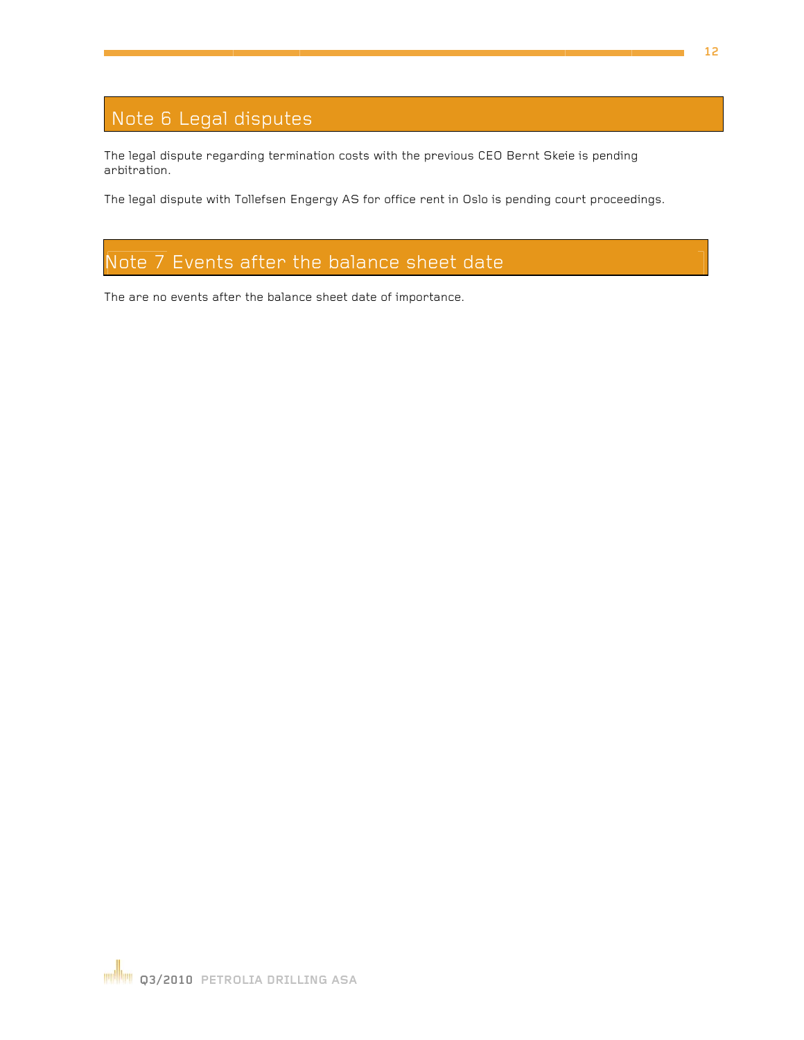## Note 6 Legal disputes

The legal dispute regarding termination costs with the previous CEO Bernt Skeie is pending arbitration.

The legal dispute with Tollefsen Engergy AS for office rent in Oslo is pending court proceedings.

## Note 7 Events after the balance sheet date

The are no events after the balance sheet date of importance.